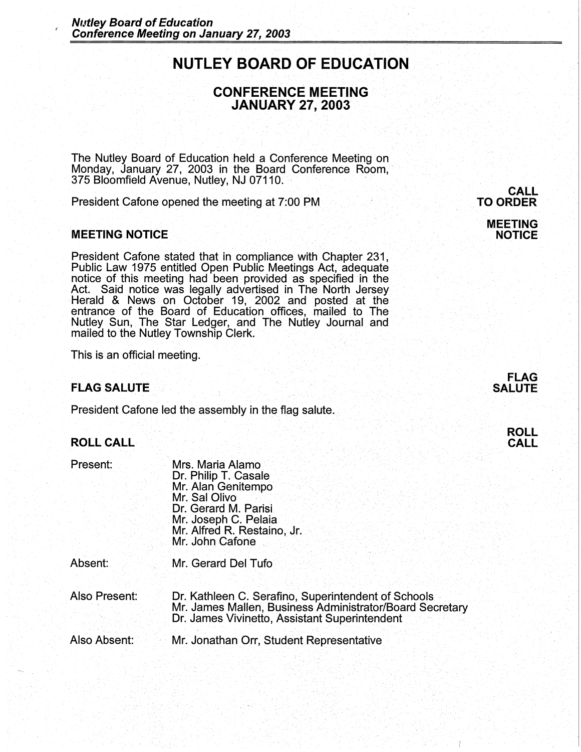# NUTLEY BOARD OF EDUCATION

## CONFERENCE MEETING
## JANUARY 27, 2003

The Nutley Board of Education held a Conference Meeting on Monday, January 27, 2003 in the Board Conference Room, 375 Bloomfield Avenue, Nutley, NJ 07110.

**CALL TO ORDER**

President Cafone opened the meeting at 7:00 PM

### MEETING NOTICE

**MEETING NOTICE**

President Cafone stated that in compliance with Chapter 231, Public Law 1975 entitled Open Public Meetings Act, adequate notice of this meeting had been provided as specified in the Act. Said notice was legally advertised in The North Jersey Herald & News on October 19, 2002 and posted at the entrance of the Board of Education offices, mailed to The Nutley Sun, The Star Ledger, and The Nutley Journal and mailed to the Nutley Township Clerk.

This is an official meeting.

### FLAG SALUTE

**FLAG SALUTE**

President Cafone led the assembly in the flag salute.

### ROLL CALL

**ROLL CALL**

Present:
- Mrs. Maria Alamo
- Dr. Philip T. Casale
- Mr. Alan Genitempo
- Mr. Sal Olivo
- Dr. Gerard M. Parisi
- Mr. Joseph C. Pelaia
- Mr. Alfred R. Restaino, Jr.
- Mr. John Cafone

Absent:
- Mr. Gerard Del Tufo

Also Present:
- Dr. Kathleen C. Serafino, Superintendent of Schools
- Mr. James Mallen, Business Administrator/Board Secretary
- Dr. James Vivinetto, Assistant Superintendent

Also Absent:
- Mr. Jonathan Orr, Student Representative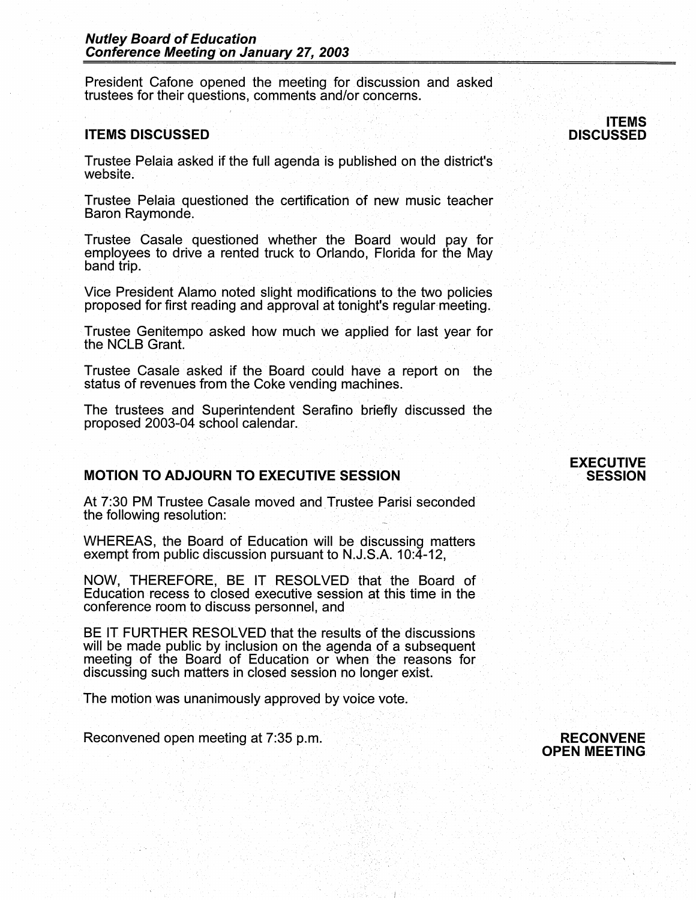President Cafone opened the meeting for discussion and asked trustees for their questions, comments and/or concerns.

## ITEMS DISCUSSED

**ITEMS DISCUSSED**

Trustee Pelaia asked if the full agenda is published on the district's website.

Trustee Pelaia questioned the certification of new music teacher Baron Raymonde.

Trustee Casale questioned whether the Board would pay for employees to drive a rented truck to Orlando, Florida for the May band trip.

Vice President Alamo noted slight modifications to the two policies proposed for first reading and approval at tonight's regular meeting.

Trustee Genitempo asked how much we applied for last year for the NCLB Grant.

Trustee Casale asked if the Board could have a report on the status of revenues from the Coke vending machines.

The trustees and Superintendent Serafino briefly discussed the proposed 2003-04 school calendar.

## MOTION TO ADJOURN TO EXECUTIVE SESSION

**EXECUTIVE SESSION**

At 7:30 PM Trustee Casale moved and Trustee Parisi seconded the following resolution:

WHEREAS, the Board of Education will be discussing matters exempt from public discussion pursuant to N.J.S.A. 10:4-12,

NOW, THEREFORE, BE IT RESOLVED that the Board of Education recess to closed executive session at this time in the conference room to discuss personnel, and

BE IT FURTHER RESOLVED that the results of the discussions will be made public by inclusion on the agenda of a subsequent meeting of the Board of Education or when the reasons for discussing such matters in closed session no longer exist.

The motion was unanimously approved by voice vote.

**RECONVENE OPEN MEETING**

Reconvened open meeting at 7:35 p.m.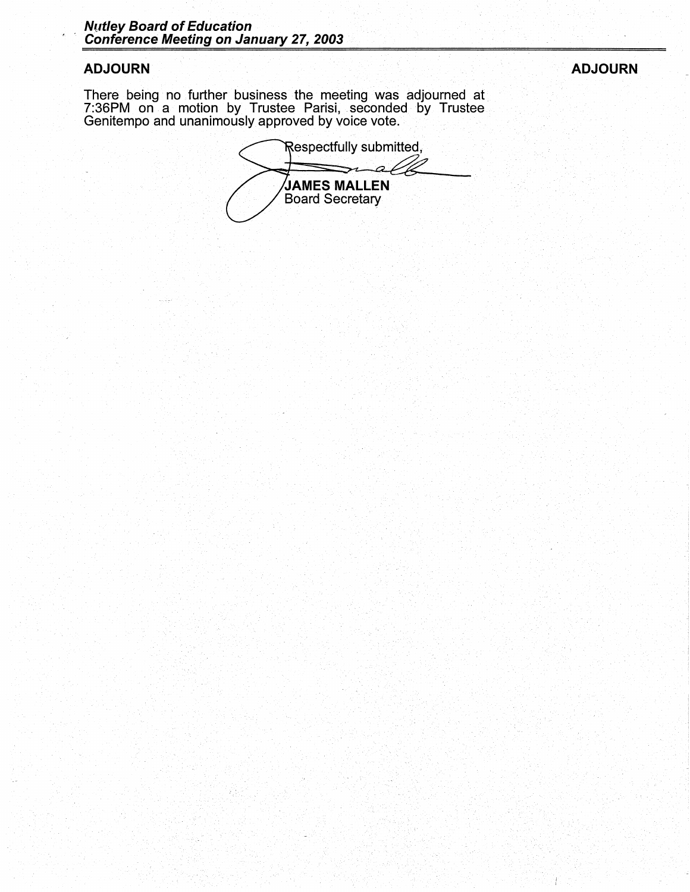## ADJOURN

There being no further business the meeting was adjourned at 7:36PM on a motion by Trustee Parisi, seconded by Trustee Genitempo and unanimously approved by voice vote.

Respectfully submitted,

**JAMES MALLEN**
Board Secretary